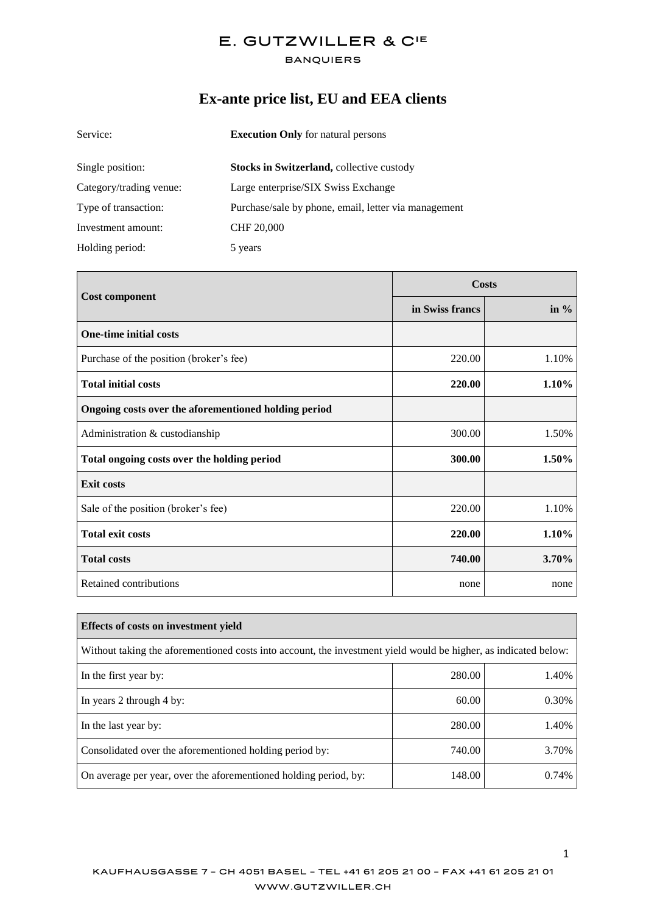E. GUTZWILLER & CIE

BANQUIERS

# Ex-ante price list, EU and EEA clients

Service: **Execution Only** for natural persons

Single position: **Stocks in Switzerland,** collective custody

Category/trading venue: Large enterprise/SIX Swiss Exchange

Type of transaction: Purchase/sale by phone, email, letter via management

Investment amount: CHF 20,000

Holding period: 5 years

| Cost component | Costs | |
|---|---|---|
| | in Swiss francs | in % |
| **One-time initial costs** | | |
| Purchase of the position (broker's fee) | 220.00 | 1.10% |
| **Total initial costs** | **220.00** | **1.10%** |
| **Ongoing costs over the aforementioned holding period** | | |
| Administration & custodianship | 300.00 | 1.50% |
| **Total ongoing costs over the holding period** | **300.00** | **1.50%** |
| **Exit costs** | | |
| Sale of the position (broker's fee) | 220.00 | 1.10% |
| **Total exit costs** | **220.00** | **1.10%** |
| **Total costs** | **740.00** | **3.70%** |
| Retained contributions | none | none |

| **Effects of costs on investment yield** | | |
|---|---|---|
| Without taking the aforementioned costs into account, the investment yield would be higher, as indicated below: | | |
| In the first year by: | 280.00 | 1.40% |
| In years 2 through 4 by: | 60.00 | 0.30% |
| In the last year by: | 280.00 | 1.40% |
| Consolidated over the aforementioned holding period by: | 740.00 | 3.70% |
| On average per year, over the aforementioned holding period, by: | 148.00 | 0.74% |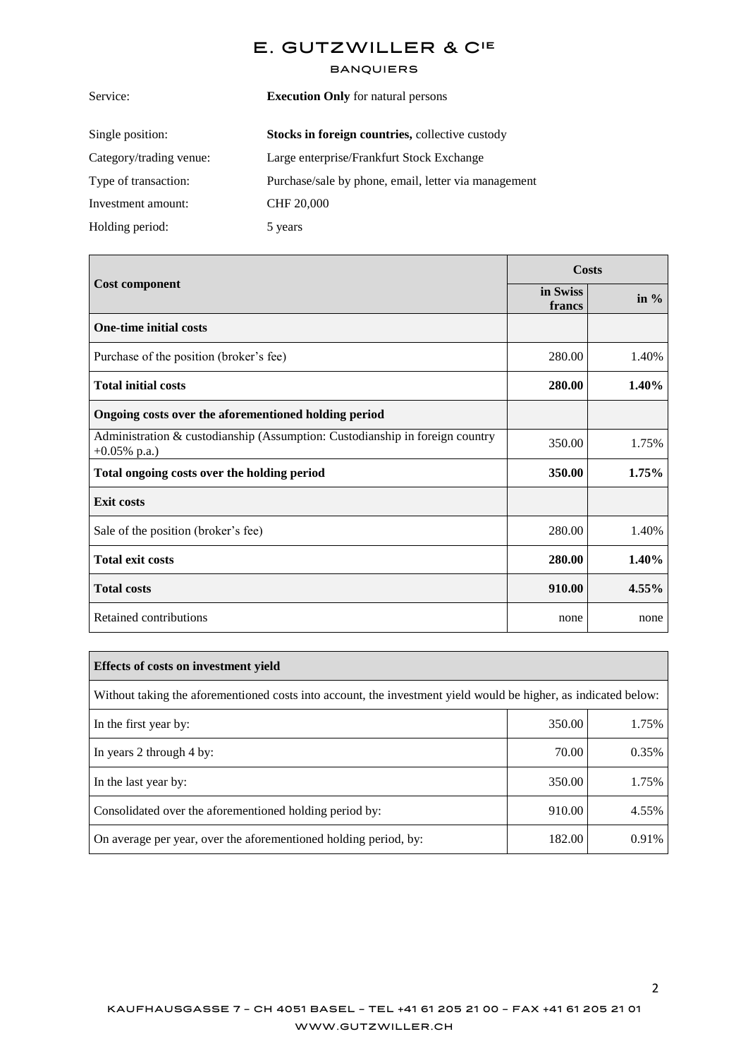# E. GUTZWILLER & CIE

BANQUIERS

| | |
|---|---|
| Service: | **Execution Only** for natural persons |
| Single position: | **Stocks in foreign countries,** collective custody |
| Category/trading venue: | Large enterprise/Frankfurt Stock Exchange |
| Type of transaction: | Purchase/sale by phone, email, letter via management |
| Investment amount: | CHF 20,000 |
| Holding period: | 5 years |

| Cost component | Costs | |
|---|---|---|
| | in Swiss francs | in % |
| **One-time initial costs** | | |
| Purchase of the position (broker's fee) | 280.00 | 1.40% |
| **Total initial costs** | **280.00** | **1.40%** |
| **Ongoing costs over the aforementioned holding period** | | |
| Administration & custodianship (Assumption: Custodianship in foreign country +0.05% p.a.) | 350.00 | 1.75% |
| **Total ongoing costs over the holding period** | **350.00** | **1.75%** |
| **Exit costs** | | |
| Sale of the position (broker's fee) | 280.00 | 1.40% |
| **Total exit costs** | **280.00** | **1.40%** |
| **Total costs** | **910.00** | **4.55%** |
| Retained contributions | none | none |

| **Effects of costs on investment yield** | | |
|---|---|---|
| Without taking the aforementioned costs into account, the investment yield would be higher, as indicated below: | | |
| In the first year by: | 350.00 | 1.75% |
| In years 2 through 4 by: | 70.00 | 0.35% |
| In the last year by: | 350.00 | 1.75% |
| Consolidated over the aforementioned holding period by: | 910.00 | 4.55% |
| On average per year, over the aforementioned holding period, by: | 182.00 | 0.91% |

KAUFHAUSGASSE 7 – CH 4051 BASEL – TEL +41 61 205 21 00 – FAX +41 61 205 21 01
WWW.GUTZWILLER.CH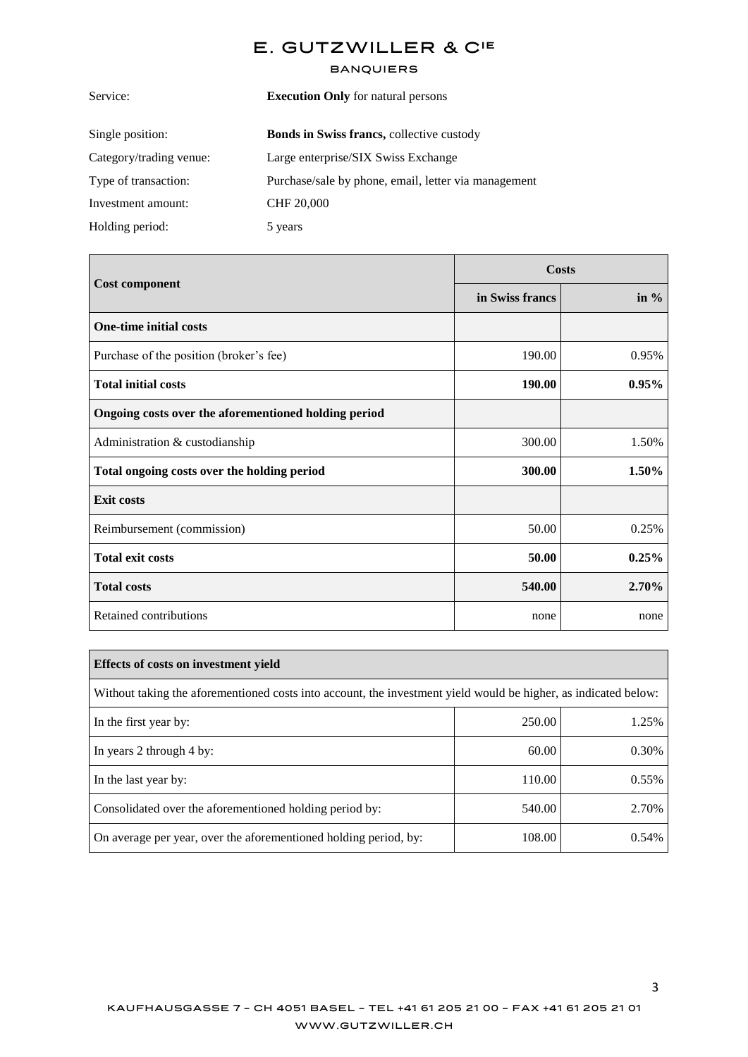Service: **Execution Only** for natural persons

Single position: **Bonds in Swiss francs,** collective custody

Category/trading venue: Large enterprise/SIX Swiss Exchange

Type of transaction: Purchase/sale by phone, email, letter via management

Investment amount: CHF 20,000

Holding period: 5 years

| Cost component | Costs | |
|---|---|---|
| | in Swiss francs | in % |
| **One-time initial costs** | | |
| Purchase of the position (broker's fee) | 190.00 | 0.95% |
| **Total initial costs** | **190.00** | **0.95%** |
| **Ongoing costs over the aforementioned holding period** | | |
| Administration & custodianship | 300.00 | 1.50% |
| **Total ongoing costs over the holding period** | **300.00** | **1.50%** |
| **Exit costs** | | |
| Reimbursement (commission) | 50.00 | 0.25% |
| **Total exit costs** | **50.00** | **0.25%** |
| **Total costs** | **540.00** | **2.70%** |
| Retained contributions | none | none |

| **Effects of costs on investment yield** | | |
|---|---|---|
| Without taking the aforementioned costs into account, the investment yield would be higher, as indicated below: | | |
| In the first year by: | 250.00 | 1.25% |
| In years 2 through 4 by: | 60.00 | 0.30% |
| In the last year by: | 110.00 | 0.55% |
| Consolidated over the aforementioned holding period by: | 540.00 | 2.70% |
| On average per year, over the aforementioned holding period, by: | 108.00 | 0.54% |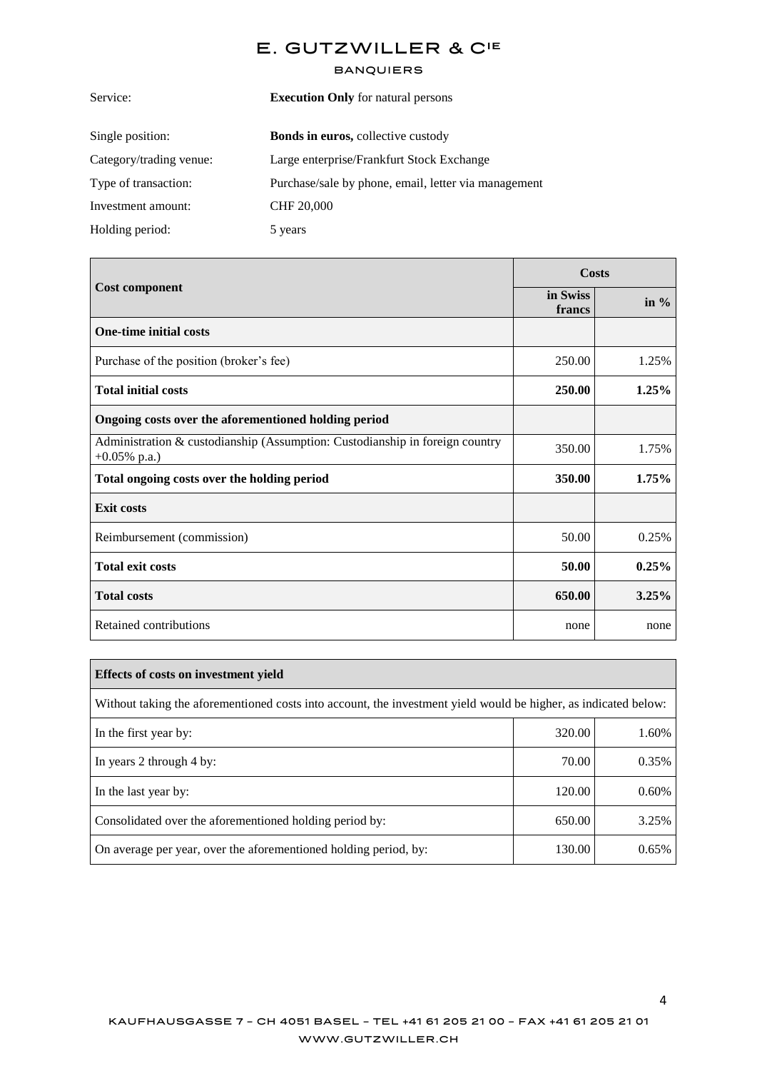# E. GUTZWILLER & CIE

BANQUIERS

| | |
|---|---|
| Service: | **Execution Only** for natural persons |
| Single position: | **Bonds in euros,** collective custody |
| Category/trading venue: | Large enterprise/Frankfurt Stock Exchange |
| Type of transaction: | Purchase/sale by phone, email, letter via management |
| Investment amount: | CHF 20,000 |
| Holding period: | 5 years |

| Cost component | Costs | |
|---|---|---|
| | in Swiss francs | in % |
| **One-time initial costs** | | |
| Purchase of the position (broker's fee) | 250.00 | 1.25% |
| **Total initial costs** | **250.00** | **1.25%** |
| **Ongoing costs over the aforementioned holding period** | | |
| Administration & custodianship (Assumption: Custodianship in foreign country +0.05% p.a.) | 350.00 | 1.75% |
| **Total ongoing costs over the holding period** | **350.00** | **1.75%** |
| **Exit costs** | | |
| Reimbursement (commission) | 50.00 | 0.25% |
| **Total exit costs** | **50.00** | **0.25%** |
| **Total costs** | **650.00** | **3.25%** |
| Retained contributions | none | none |

| **Effects of costs on investment yield** | | |
|---|---|---|
| Without taking the aforementioned costs into account, the investment yield would be higher, as indicated below: | | |
| In the first year by: | 320.00 | 1.60% |
| In years 2 through 4 by: | 70.00 | 0.35% |
| In the last year by: | 120.00 | 0.60% |
| Consolidated over the aforementioned holding period by: | 650.00 | 3.25% |
| On average per year, over the aforementioned holding period, by: | 130.00 | 0.65% |

KAUFHAUSGASSE 7 – CH 4051 BASEL – TEL +41 61 205 21 00 – FAX +41 61 205 21 01

WWW.GUTZWILLER.CH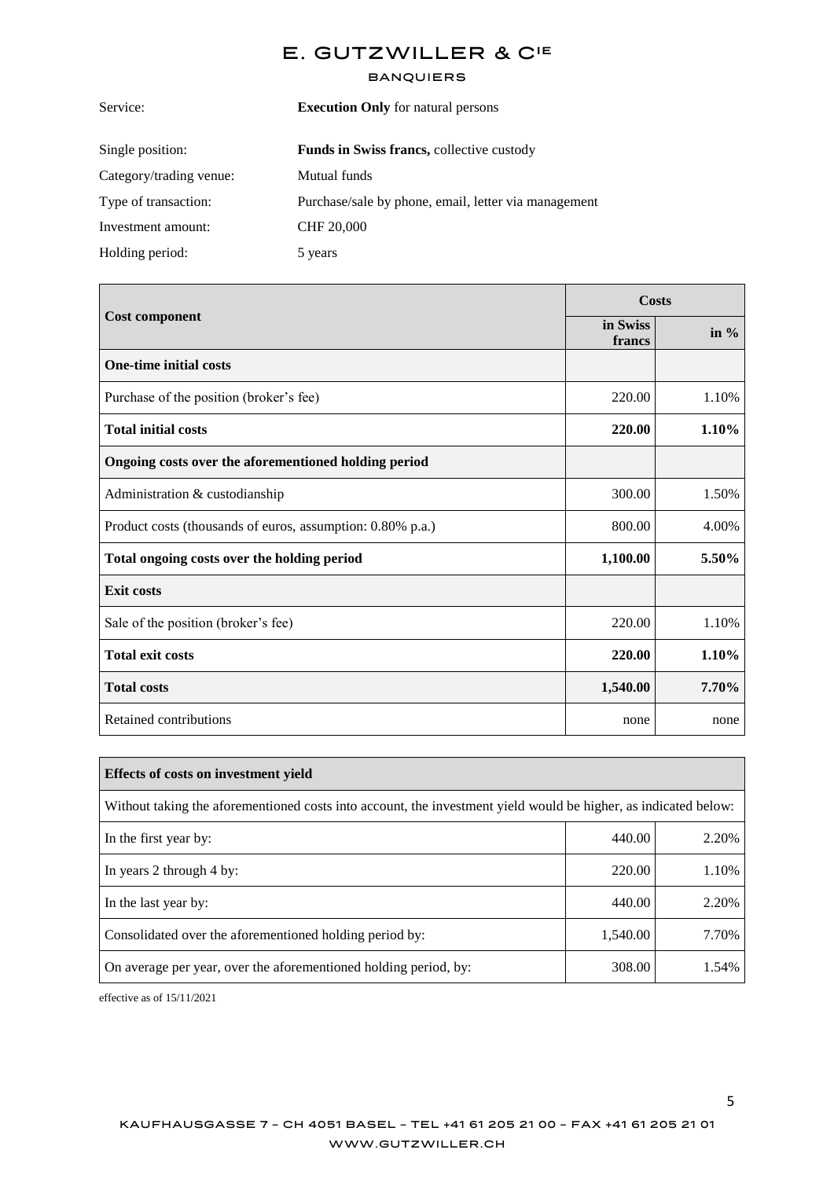Service: **Execution Only** for natural persons

Single position: **Funds in Swiss francs,** collective custody

Category/trading venue: Mutual funds

Type of transaction: Purchase/sale by phone, email, letter via management

Investment amount: CHF 20,000

Holding period: 5 years

| Cost component | Costs | |
|---|---|---|
| | in Swiss francs | in % |
| **One-time initial costs** | | |
| Purchase of the position (broker's fee) | 220.00 | 1.10% |
| **Total initial costs** | **220.00** | **1.10%** |
| **Ongoing costs over the aforementioned holding period** | | |
| Administration & custodianship | 300.00 | 1.50% |
| Product costs (thousands of euros, assumption: 0.80% p.a.) | 800.00 | 4.00% |
| **Total ongoing costs over the holding period** | **1,100.00** | **5.50%** |
| **Exit costs** | | |
| Sale of the position (broker's fee) | 220.00 | 1.10% |
| **Total exit costs** | **220.00** | **1.10%** |
| **Total costs** | **1,540.00** | **7.70%** |
| Retained contributions | none | none |

| **Effects of costs on investment yield** | | |
|---|---|---|
| Without taking the aforementioned costs into account, the investment yield would be higher, as indicated below: | | |
| In the first year by: | 440.00 | 2.20% |
| In years 2 through 4 by: | 220.00 | 1.10% |
| In the last year by: | 440.00 | 2.20% |
| Consolidated over the aforementioned holding period by: | 1,540.00 | 7.70% |
| On average per year, over the aforementioned holding period, by: | 308.00 | 1.54% |

effective as of 15/11/2021